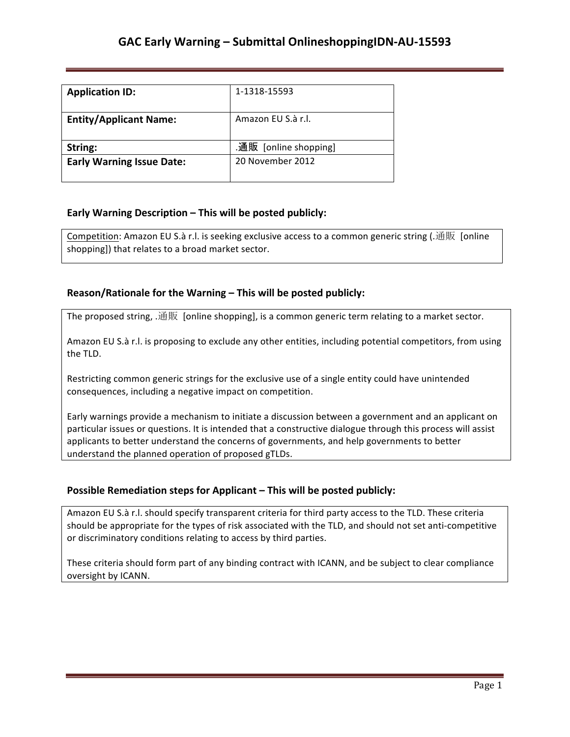# GAC Early Warning – Submittal OnlineshoppingIDN-AU-15593

| **Application ID:** | 1-1318-15593 |
|---|---|
| **Entity/Applicant Name:** | Amazon EU S.à r.l. |
| **String:** | .通販 [online shopping] |
| **Early Warning Issue Date:** | 20 November 2012 |

## Early Warning Description – This will be posted publicly:

Competition: Amazon EU S.à r.l. is seeking exclusive access to a common generic string (.通販 [online shopping]) that relates to a broad market sector.

## Reason/Rationale for the Warning – This will be posted publicly:

The proposed string, .通販 [online shopping], is a common generic term relating to a market sector.

Amazon EU S.à r.l. is proposing to exclude any other entities, including potential competitors, from using the TLD.

Restricting common generic strings for the exclusive use of a single entity could have unintended consequences, including a negative impact on competition.

Early warnings provide a mechanism to initiate a discussion between a government and an applicant on particular issues or questions. It is intended that a constructive dialogue through this process will assist applicants to better understand the concerns of governments, and help governments to better understand the planned operation of proposed gTLDs.

## Possible Remediation steps for Applicant – This will be posted publicly:

Amazon EU S.à r.l. should specify transparent criteria for third party access to the TLD. These criteria should be appropriate for the types of risk associated with the TLD, and should not set anti-competitive or discriminatory conditions relating to access by third parties.

These criteria should form part of any binding contract with ICANN, and be subject to clear compliance oversight by ICANN.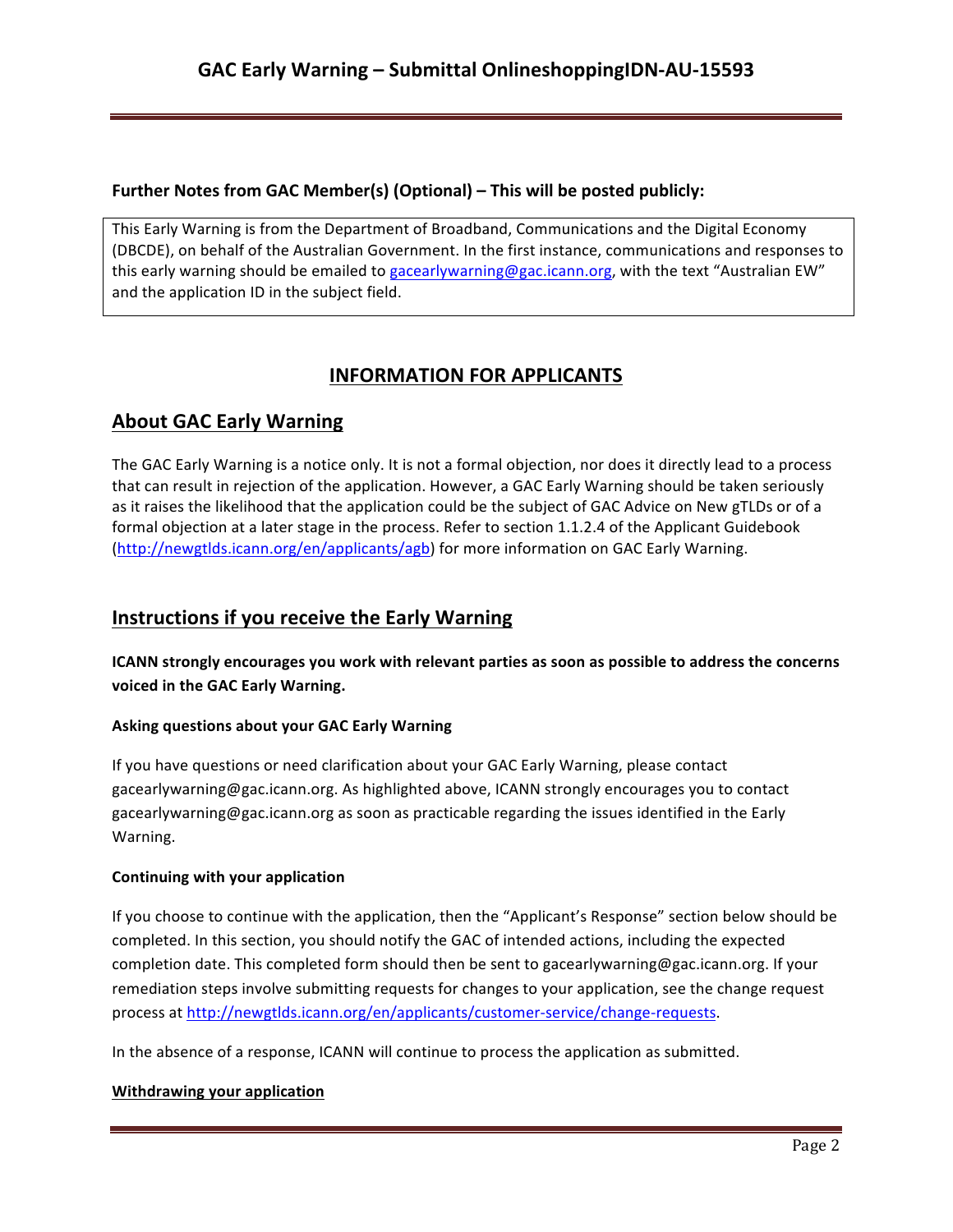**Further Notes from GAC Member(s) (Optional) – This will be posted publicly:**

This Early Warning is from the Department of Broadband, Communications and the Digital Economy (DBCDE), on behalf of the Australian Government. In the first instance, communications and responses to this early warning should be emailed to gacearlywarning@gac.icann.org, with the text "Australian EW" and the application ID in the subject field.

## INFORMATION FOR APPLICANTS

## About GAC Early Warning

The GAC Early Warning is a notice only. It is not a formal objection, nor does it directly lead to a process that can result in rejection of the application. However, a GAC Early Warning should be taken seriously as it raises the likelihood that the application could be the subject of GAC Advice on New gTLDs or of a formal objection at a later stage in the process. Refer to section 1.1.2.4 of the Applicant Guidebook (http://newgtlds.icann.org/en/applicants/agb) for more information on GAC Early Warning.

## Instructions if you receive the Early Warning

**ICANN strongly encourages you work with relevant parties as soon as possible to address the concerns voiced in the GAC Early Warning.**

#### Asking questions about your GAC Early Warning

If you have questions or need clarification about your GAC Early Warning, please contact gacearlywarning@gac.icann.org. As highlighted above, ICANN strongly encourages you to contact gacearlywarning@gac.icann.org as soon as practicable regarding the issues identified in the Early Warning.

#### Continuing with your application

If you choose to continue with the application, then the "Applicant's Response" section below should be completed. In this section, you should notify the GAC of intended actions, including the expected completion date. This completed form should then be sent to gacearlywarning@gac.icann.org. If your remediation steps involve submitting requests for changes to your application, see the change request process at http://newgtlds.icann.org/en/applicants/customer-service/change-requests.

In the absence of a response, ICANN will continue to process the application as submitted.

#### Withdrawing your application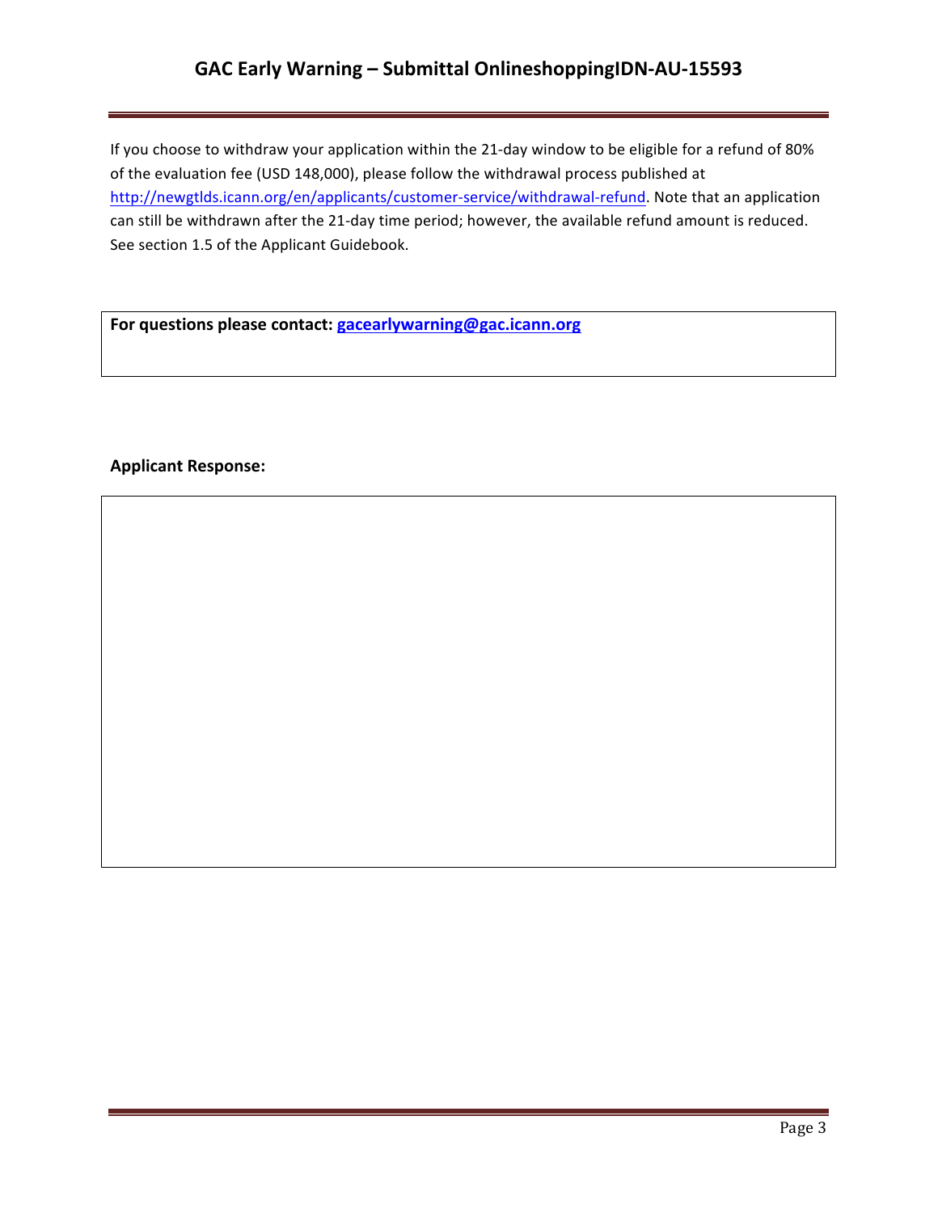If you choose to withdraw your application within the 21-day window to be eligible for a refund of 80% of the evaluation fee (USD 148,000), please follow the withdrawal process published at http://newgtlds.icann.org/en/applicants/customer-service/withdrawal-refund. Note that an application can still be withdrawn after the 21-day time period; however, the available refund amount is reduced. See section 1.5 of the Applicant Guidebook.

**For questions please contact: gacearlywarning@gac.icann.org**

**Applicant Response:**